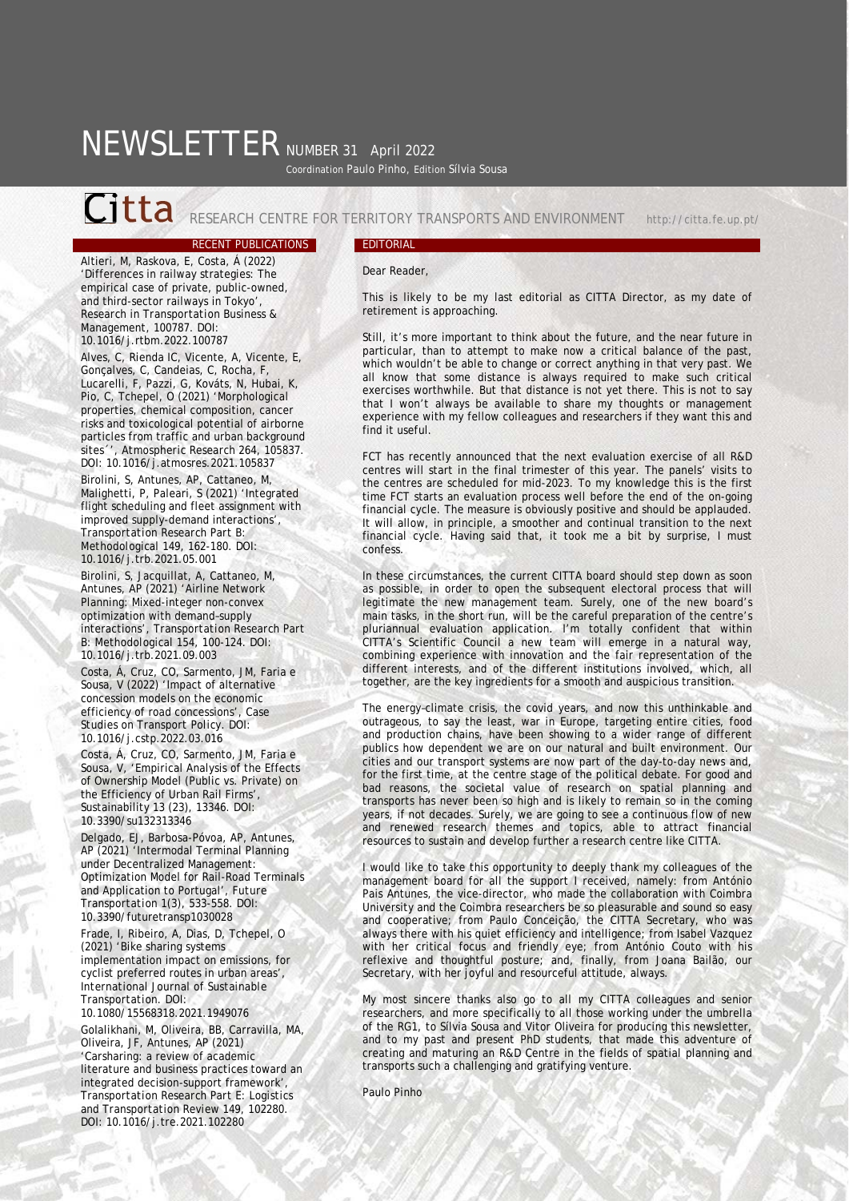# NEWSLETTER NUMBER 31 April 2022

Coordination Paulo Pinho, Edition Sílvia Sousa

## Citta RESEARCH CENTRE FOR TERRITORY TRANSPORTS AND ENVIRONMENT http://citta.fe.up.pt/

## RECENT PUBLICATIONS

Altieri, M, Raskova, E, Costa, Á (2022) 'Differences in railway strategies: The empirical case of private, public-owned, and third-sector railways in Tokyo', Research in Transportation Business & Management, 100787. DOI: 10.1016/j.rtbm.2022.100787

Alves, C, Rienda IC, Vicente, A, Vicente, E, Gonçalves, C, Candeias, C, Rocha, F, Lucarelli, F, Pazzi, G, Kováts, N, Hubai, K, Pio, C, Tchepel, O (2021) 'Morphological properties, chemical composition, cancer risks and toxicological potential of airborne particles from traffic and urban background sites´', Atmospheric Research 264, 105837. DOI: 10.1016/j.atmosres.2021.105837

Birolini, S, Antunes, AP, Cattaneo, M, Malighetti, P, Paleari, S (2021) 'Integrated flight scheduling and fleet assignment with improved supply-demand interactions', Transportation Research Part B: Methodological 149, 162-180. DOI: 10.1016/j.trb.2021.05.001

Birolini, S, Jacquillat, A, Cattaneo, M, Antunes, AP (2021) 'Airline Network Planning: Mixed-integer non-convex optimization with demand–supply interactions', Transportation Research Part B: Methodological 154, 100-124. DOI: 10.1016/j.trb.2021.09.003

Costa, Á, Cruz, CO, Sarmento, JM, Faria e Sousa, V (2022) 'Impact of alternative concession models on the economic efficiency of road concessions', Case Studies on Transport Policy. DOI: 10.1016/j.cstp.2022.03.016

Costa, Á, Cruz, CO, Sarmento, JM, Faria e Sousa, V, 'Empirical Analysis of the Effects of Ownership Model (Public vs. Private) on the Efficiency of Urban Rail Firms', Sustainability 13 (23), 13346. DOI: 10.3390/su132313346

Delgado, EJ, Barbosa-Póvoa, AP, Antunes, AP (2021) 'Intermodal Terminal Planning under Decentralized Management: Optimization Model for Rail-Road Terminals and Application to Portugal', Future Transportation 1(3), 533-558. DOI: 10.3390/futuretransp1030028

Frade, I, Ribeiro, A, Dias, D, Tchepel, O (2021) 'Bike sharing systems implementation impact on emissions, for cyclist preferred routes in urban areas', International Journal of Sustainable Transportation. DOI: 10.1080/15568318.2021.1949076

Golalikhani, M, Oliveira, BB, Carravilla, MA, Oliveira, JF, Antunes, AP (2021) 'Carsharing: a review of academic literature and business practices toward an integrated decision-support framework', Transportation Research Part E: Logistics and Transportation Review 149, 102280. DOI: 10.1016/j.tre.2021.102280

## EDITORIAL

Dear Reader,

This is likely to be my last editorial as CITTA Director, as my date of retirement is approaching.

Still, it's more important to think about the future, and the near future in particular, than to attempt to make now a critical balance of the past, which wouldn't be able to change or correct anything in that very past. We all know that some distance is always required to make such critical exercises worthwhile. But that distance is not yet there. This is not to say that I won't always be available to share my thoughts or management experience with my fellow colleagues and researchers if they want this and find it useful.

FCT has recently announced that the next evaluation exercise of all R&D centres will start in the final trimester of this year. The panels' visits to the centres are scheduled for mid-2023. To my knowledge this is the first time FCT starts an evaluation process well before the end of the on-going financial cycle. The measure is obviously positive and should be applauded. It will allow, in principle, a smoother and continual transition to the next financial cycle. Having said that, it took me a bit by surprise, I must confess.

In these circumstances, the current CITTA board should step down as soon as possible, in order to open the subsequent electoral process that will legitimate the new management team. Surely, one of the new board's main tasks, in the short run, will be the careful preparation of the centre's pluriannual evaluation application. I'm totally confident that within CITTA's Scientific Council a new team will emerge in a natural way, combining experience with innovation and the fair representation of the different interests, and of the different institutions involved, which, all together, are the key ingredients for a smooth and auspicious transition.

The energy-climate crisis, the covid years, and now this unthinkable and outrageous, to say the least, war in Europe, targeting entire cities, food and production chains, have been showing to a wider range of different publics how dependent we are on our natural and built environment. Our cities and our transport systems are now part of the day-to-day news and, for the first time, at the centre stage of the political debate. For good and bad reasons, the societal value of research on spatial planning and transports has never been so high and is likely to remain so in the coming years, if not decades. Surely, we are going to see a continuous flow of new and renewed research themes and topics, able to attract financial resources to sustain and develop further a research centre like CITTA.

I would like to take this opportunity to deeply thank my colleagues of the management board for all the support I received, namely: from António Pais Antunes, the vice-director, who made the collaboration with Coimbra University and the Coimbra researchers be so pleasurable and sound so easy and cooperative; from Paulo Conceição, the CITTA Secretary, who was always there with his quiet efficiency and intelligence; from Isabel Vazquez with her critical focus and friendly eye; from António Couto with his reflexive and thoughtful posture; and, finally, from Joana Bailão, our Secretary, with her joyful and resourceful attitude, always.

My most sincere thanks also go to all my CITTA colleagues and senior researchers, and more specifically to all those working under the umbrella of the RG1, to Sílvia Sousa and Vitor Oliveira for producing this newsletter, and to my past and present PhD students, that made this adventure of creating and maturing an R&D Centre in the fields of spatial planning and transports such a challenging and gratifying venture.

Paulo Pinho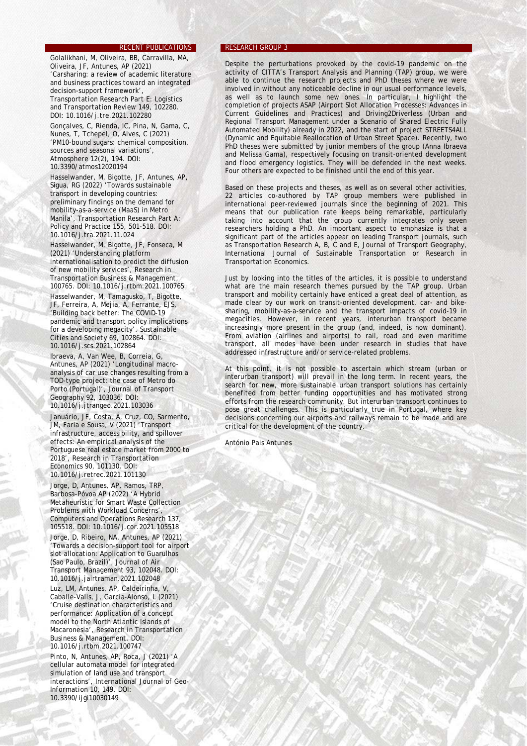## RECENT PUBLICATIONS

Golalikhani, M, Oliveira, BB, Carravilla, MA, Oliveira, JF, Antunes, AP (2021) 'Carsharing: a review of academic literature and business practices toward an integrated decision-support framework', *Transportation Research Part E: Logistics and Transportation Review* 149, 102280. DOI: 10.1016/j.tre.2021.102280

Gonçalves, C, Rienda, IC, Pina, N, Gama, C, Nunes, T, Tchepel, O, Alves, C (2021) 'PM10-bound sugars: chemical composition, sources and seasonal variations', *Atmosphere* 12(2), 194. DOI: 10.3390/atmos12020194

Hasselwander, M, Bigotte, JF, Antunes, AP, Sigua, RG (2022) 'Towards sustainable transport in developing countries: preliminary findings on the demand for mobility-as-a-service (MaaS) in Metro Manila', *Transportation Research Part A: Policy and Practice* 155, 501-518. DOI: 10.1016/j.tra.2021.11.024

Hasselwander, M, Bigotte, JF, Fonseca, M (2021) 'Understanding platform internationalisation to predict the diffusion of new mobility services', *Research in Transportation Business & Management*, 100765. DOI: 10.1016/j.rtbm.2021.100765

Hasselwander, M, Tamagusko, T, Bigotte, JF, Ferreira, A, Mejia, A, Ferrante, EJS, 'Building back better: The COVID-19 pandemic and transport policy implications for a developing megacity'. *Sustainable Cities and Society* 69, 102864. DOI: 10.1016/j.scs.2021.102864

Ibraeva, A, Van Wee, B, Correia, G, Antunes, AP (2021) 'Longitudinal macro-analysis of car use changes resulting from a TOD-type project: the case of Metro do Porto (Portugal)', *Journal of Transport Geography* 92, 103036. DOI: 10.1016/j.jtrangeo.2021.103036

Januário, JF, Costa, Á, Cruz, CO, Sarmento, JM, Faria e Sousa, V (2021) 'Transport infrastructure, accessibility, and spillover effects: An empirical analysis of the Portuguese real estate market from 2000 to 2018', *Research in Transportation Economics* 90, 101130. DOI: 10.1016/j.retrec.2021.101130

Jorge, D, Antunes, AP, Ramos, TRP, Barbosa-Póvoa AP (2022) 'A Hybrid Metaheuristic for Smart Waste Collection Problems with Workload Concerns', *Computers and Operations Research* 137, 105518. DOI: 10.1016/j.cor.2021.105518

Jorge, D, Ribeiro, NA, Antunes, AP (2021) 'Towards a decision-support tool for airport slot allocation: Application to Guarulhos (Sao Paulo, Brazil)', *Journal of Air Transport Management* 93, 102048. DOI: 10.1016/j.jairtraman.2021.102048

Luz, LM, Antunes, AP, Caldeirinha, V, Caballe-Valls, J, Garcia-Alonso, L (2021) 'Cruise destination characteristics and performance: Application of a concept model to the North Atlantic Islands of Macaronesia', *Research in Transportation Business & Management*. DOI: 10.1016/j.rtbm.2021.100747

Pinto, N, Antunes, AP, Roca, J (2021) 'A cellular automata model for integrated simulation of land use and transport interactions', *International Journal of Geo-Information* 10, 149. DOI: 10.3390/ijgi10030149

## RESEARCH GROUP 3

Despite the perturbations provoked by the covid-19 pandemic on the activity of CITTA's Transport Analysis and Planning (TAP) group, we were able to continue the research projects and PhD theses where we were involved in without any noticeable decline in our usual performance levels, as well as to launch some new ones. In particular, I highlight the completion of projects ASAP (Airport Slot Allocation Processes: Advances in Current Guidelines and Practices) and Driving2Driverless (Urban and Regional Transport Management under a Scenario of Shared Electric Fully Automated Mobility) already in 2022, and the start of project STREETS4ALL (Dynamic and Equitable Reallocation of Urban Street Space). Recently, two PhD theses were submitted by junior members of the group (Anna Ibraeva and Melissa Gama), respectively focusing on transit-oriented development and flood emergency logistics. They will be defended in the next weeks. Four others are expected to be finished until the end of this year.

Based on these projects and theses, as well as on several other activities, 22 articles co-authored by TAP group members were published in international peer-reviewed journals since the beginning of 2021. This means that our publication rate keeps being remarkable, particularly taking into account that the group currently integrates only seven researchers holding a PhD. An important aspect to emphasize is that a significant part of the articles appear on leading Transport journals, such as Transportation Research A, B, C and E, Journal of Transport Geography, International Journal of Sustainable Transportation or Research in Transportation Economics.

Just by looking into the titles of the articles, it is possible to understand what are the main research themes pursued by the TAP group. Urban transport and mobility certainly have enticed a great deal of attention, as made clear by our work on transit-oriented development, car- and bike-sharing, mobility-as-a-service and the transport impacts of covid-19 in megacities. However, in recent years, interurban transport became increasingly more present in the group (and, indeed, is now dominant). From aviation (airlines and airports) to rail, road and even maritime transport, all modes have been under research in studies that have addressed infrastructure and/or service-related problems.

At this point, it is not possible to ascertain which stream (urban or interurban transport) will prevail in the long term. In recent years, the search for new, more sustainable urban transport solutions has certainly benefited from better funding opportunities and has motivated strong efforts from the research community. But interurban transport continues to pose great challenges. This is particularly true in Portugal, where key decisions concerning our airports and railways remain to be made and are critical for the development of the country.

António Pais Antunes